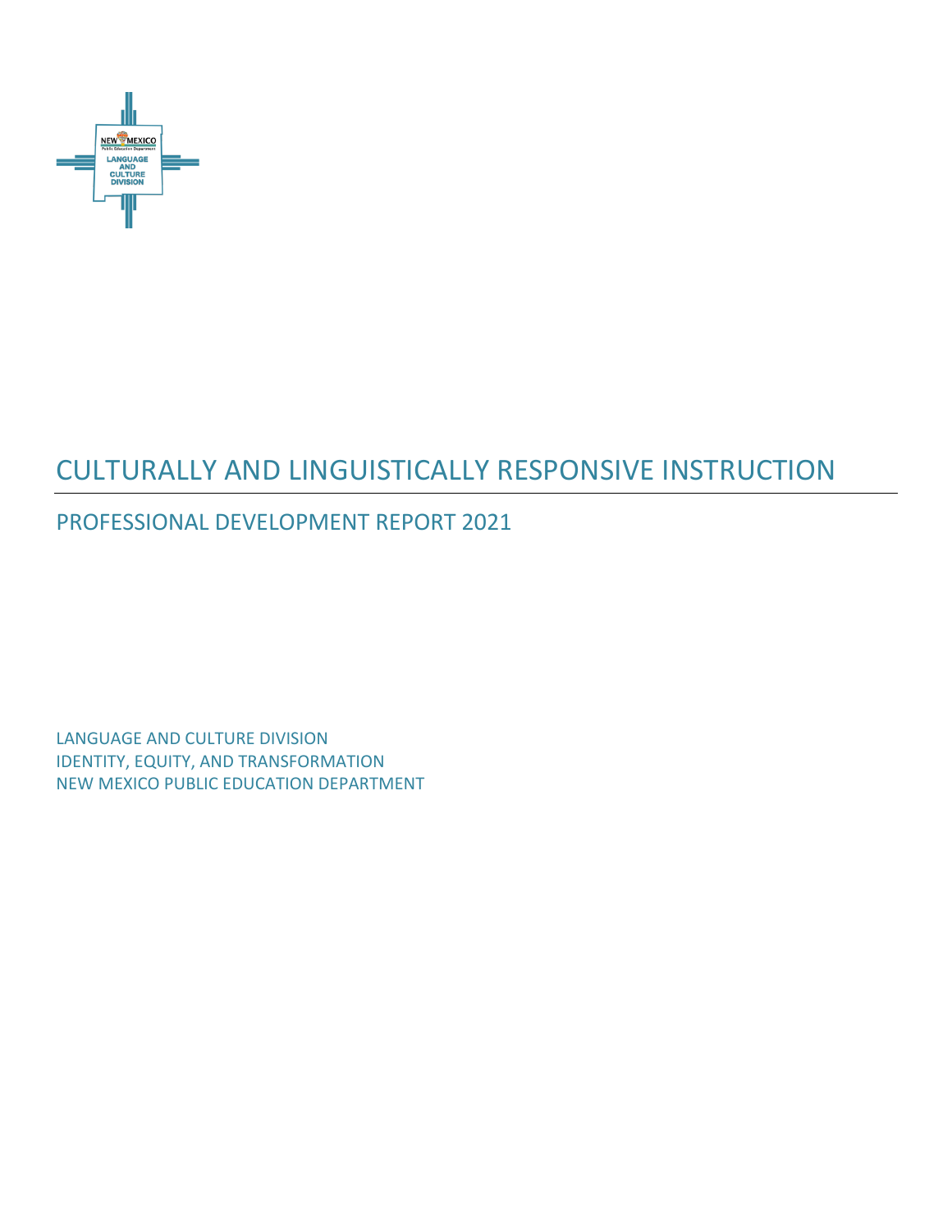# CULTURALLY AND LINGUISTICALLY RESPONSIVE INSTRUCTION

## PROFESSIONAL DEVELOPMENT REPORT 2021

LANGUAGE AND CULTURE DIVISION
IDENTITY, EQUITY, AND TRANSFORMATION
NEW MEXICO PUBLIC EDUCATION DEPARTMENT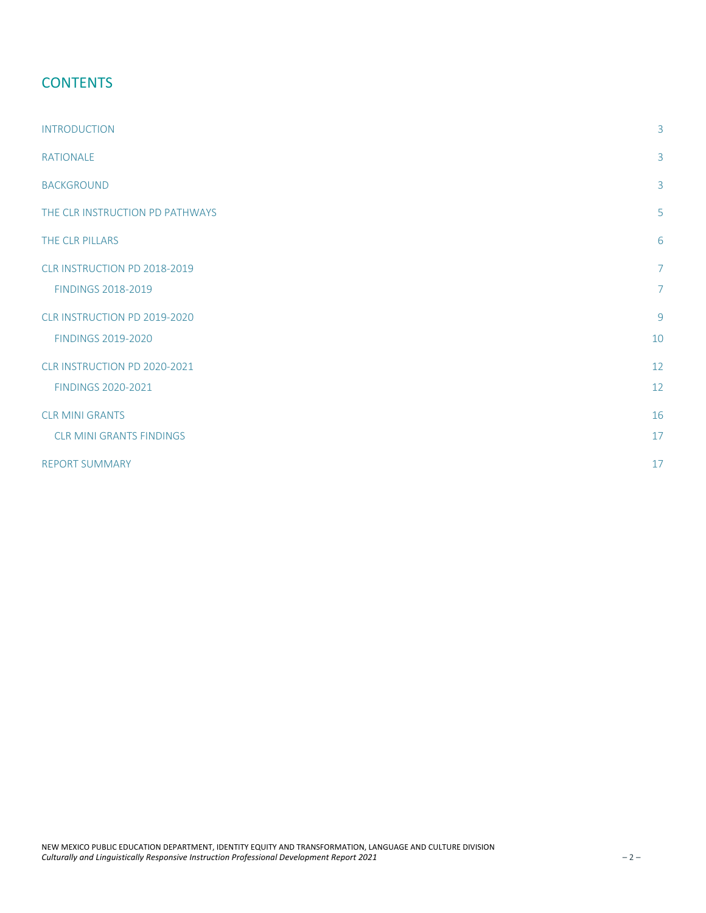# CONTENTS

| | |
|---|---|
| INTRODUCTION | 3 |
| RATIONALE | 3 |
| BACKGROUND | 3 |
| THE CLR INSTRUCTION PD PATHWAYS | 5 |
| THE CLR PILLARS | 6 |
| CLR INSTRUCTION PD 2018-2019 | 7 |
| FINDINGS 2018-2019 | 7 |
| CLR INSTRUCTION PD 2019-2020 | 9 |
| FINDINGS 2019-2020 | 10 |
| CLR INSTRUCTION PD 2020-2021 | 12 |
| FINDINGS 2020-2021 | 12 |
| CLR MINI GRANTS | 16 |
| CLR MINI GRANTS FINDINGS | 17 |
| REPORT SUMMARY | 17 |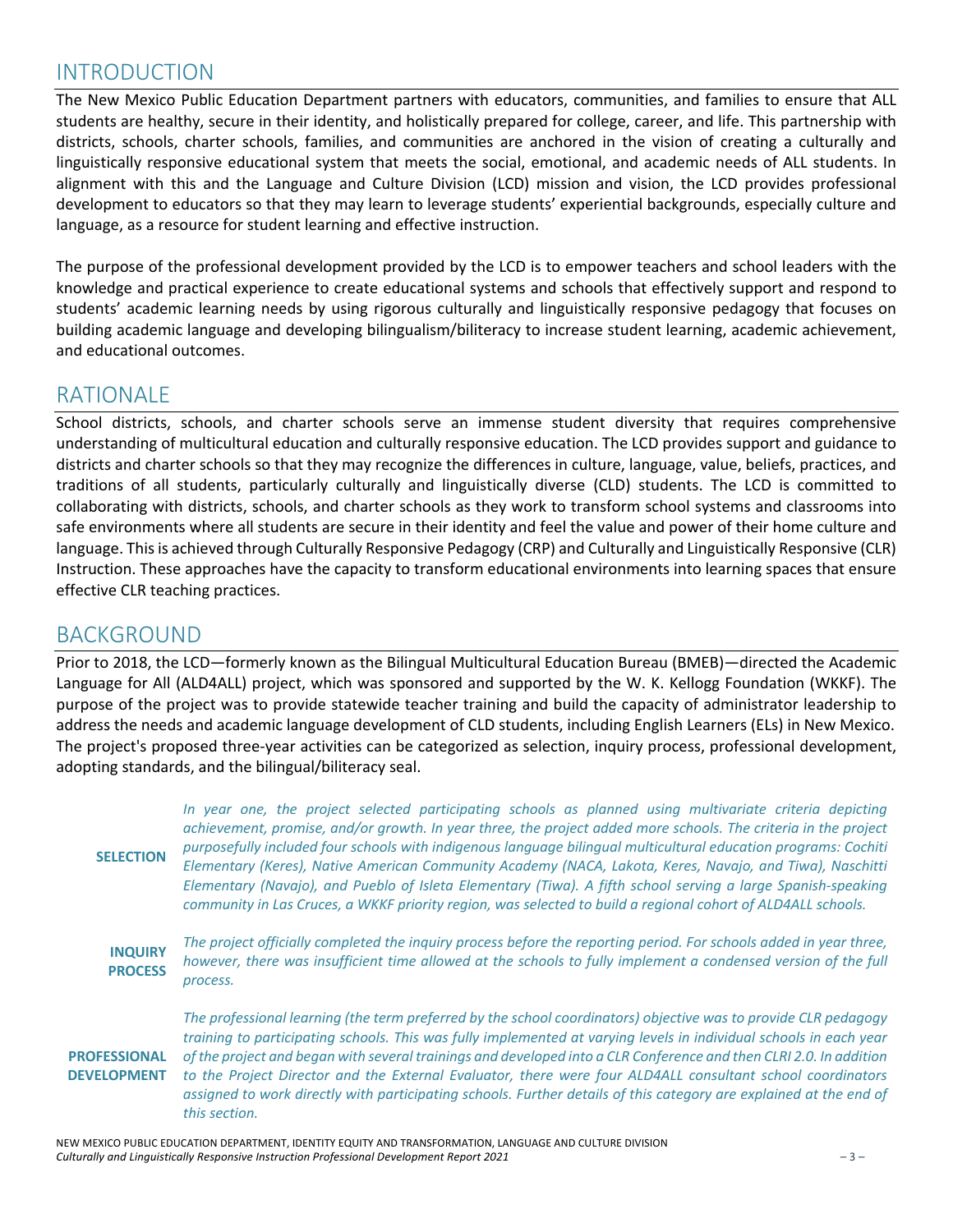## INTRODUCTION

The New Mexico Public Education Department partners with educators, communities, and families to ensure that ALL students are healthy, secure in their identity, and holistically prepared for college, career, and life. This partnership with districts, schools, charter schools, families, and communities are anchored in the vision of creating a culturally and linguistically responsive educational system that meets the social, emotional, and academic needs of ALL students. In alignment with this and the Language and Culture Division (LCD) mission and vision, the LCD provides professional development to educators so that they may learn to leverage students' experiential backgrounds, especially culture and language, as a resource for student learning and effective instruction.

The purpose of the professional development provided by the LCD is to empower teachers and school leaders with the knowledge and practical experience to create educational systems and schools that effectively support and respond to students' academic learning needs by using rigorous culturally and linguistically responsive pedagogy that focuses on building academic language and developing bilingualism/biliteracy to increase student learning, academic achievement, and educational outcomes.

## RATIONALE

School districts, schools, and charter schools serve an immense student diversity that requires comprehensive understanding of multicultural education and culturally responsive education. The LCD provides support and guidance to districts and charter schools so that they may recognize the differences in culture, language, value, beliefs, practices, and traditions of all students, particularly culturally and linguistically diverse (CLD) students. The LCD is committed to collaborating with districts, schools, and charter schools as they work to transform school systems and classrooms into safe environments where all students are secure in their identity and feel the value and power of their home culture and language. This is achieved through Culturally Responsive Pedagogy (CRP) and Culturally and Linguistically Responsive (CLR) Instruction. These approaches have the capacity to transform educational environments into learning spaces that ensure effective CLR teaching practices.

## BACKGROUND

Prior to 2018, the LCD—formerly known as the Bilingual Multicultural Education Bureau (BMEB)—directed the Academic Language for All (ALD4ALL) project, which was sponsored and supported by the W. K. Kellogg Foundation (WKKF). The purpose of the project was to provide statewide teacher training and build the capacity of administrator leadership to address the needs and academic language development of CLD students, including English Learners (ELs) in New Mexico. The project's proposed three-year activities can be categorized as selection, inquiry process, professional development, adopting standards, and the bilingual/biliteracy seal.

**SELECTION**

*In year one, the project selected participating schools as planned using multivariate criteria depicting achievement, promise, and/or growth. In year three, the project added more schools. The criteria in the project purposefully included four schools with indigenous language bilingual multicultural education programs: Cochiti Elementary (Keres), Native American Community Academy (NACA, Lakota, Keres, Navajo, and Tiwa), Naschitti Elementary (Navajo), and Pueblo of Isleta Elementary (Tiwa). A fifth school serving a large Spanish-speaking community in Las Cruces, a WKKF priority region, was selected to build a regional cohort of ALD4ALL schools.*

**INQUIRY PROCESS**

*The project officially completed the inquiry process before the reporting period. For schools added in year three, however, there was insufficient time allowed at the schools to fully implement a condensed version of the full process.*

**PROFESSIONAL DEVELOPMENT**

*The professional learning (the term preferred by the school coordinators) objective was to provide CLR pedagogy training to participating schools. This was fully implemented at varying levels in individual schools in each year of the project and began with several trainings and developed into a CLR Conference and then CLRI 2.0. In addition to the Project Director and the External Evaluator, there were four ALD4ALL consultant school coordinators assigned to work directly with participating schools. Further details of this category are explained at the end of this section.*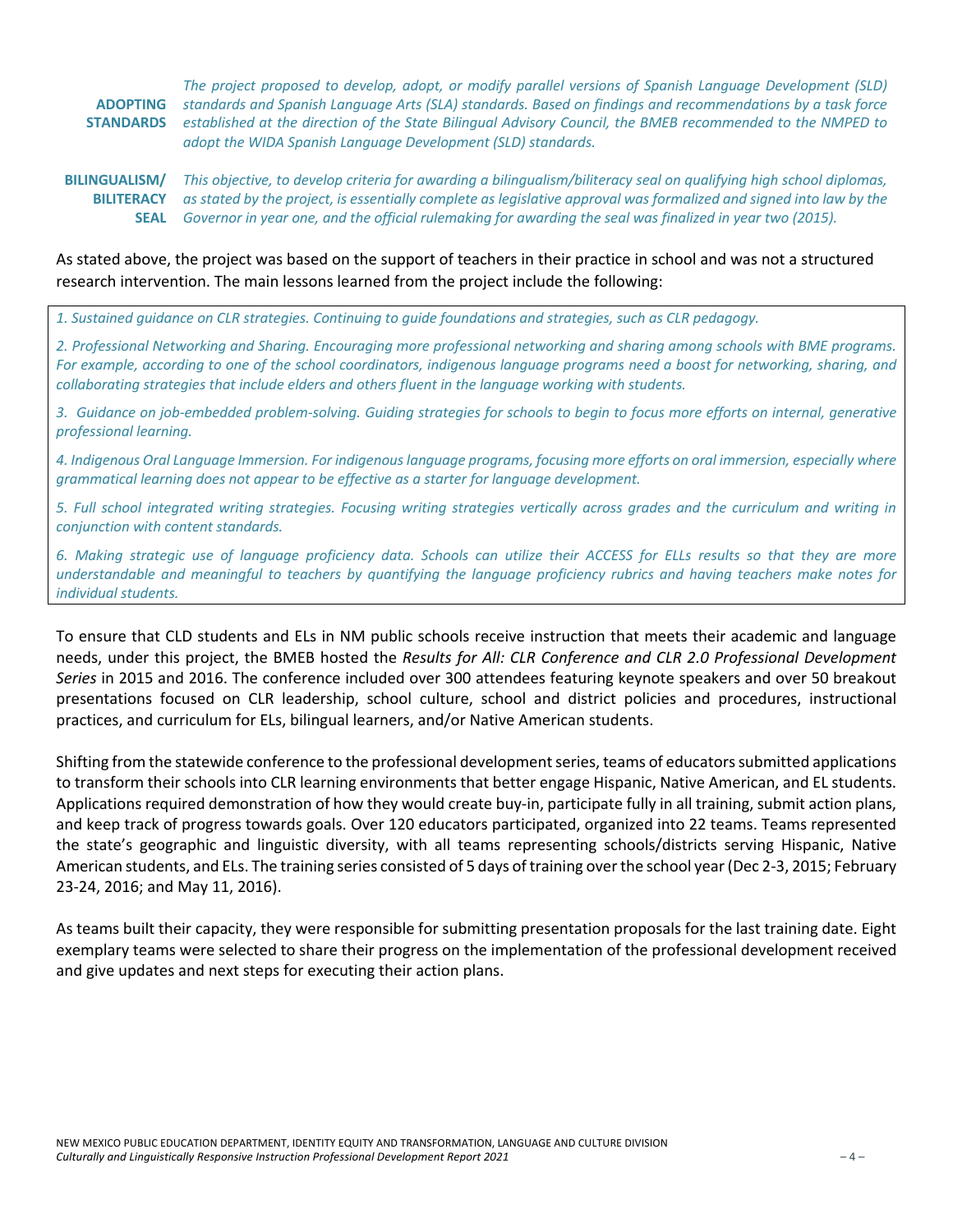**ADOPTING STANDARDS** *The project proposed to develop, adopt, or modify parallel versions of Spanish Language Development (SLD) standards and Spanish Language Arts (SLA) standards. Based on findings and recommendations by a task force established at the direction of the State Bilingual Advisory Council, the BMEB recommended to the NMPED to adopt the WIDA Spanish Language Development (SLD) standards.*

**BILINGUALISM/ BILITERACY SEAL** *This objective, to develop criteria for awarding a bilingualism/biliteracy seal on qualifying high school diplomas, as stated by the project, is essentially complete as legislative approval was formalized and signed into law by the Governor in year one, and the official rulemaking for awarding the seal was finalized in year two (2015).*

As stated above, the project was based on the support of teachers in their practice in school and was not a structured research intervention. The main lessons learned from the project include the following:

*1. Sustained guidance on CLR strategies. Continuing to guide foundations and strategies, such as CLR pedagogy.*

*2. Professional Networking and Sharing. Encouraging more professional networking and sharing among schools with BME programs. For example, according to one of the school coordinators, indigenous language programs need a boost for networking, sharing, and collaborating strategies that include elders and others fluent in the language working with students.*

*3. Guidance on job-embedded problem-solving. Guiding strategies for schools to begin to focus more efforts on internal, generative professional learning.*

*4. Indigenous Oral Language Immersion. For indigenous language programs, focusing more efforts on oral immersion, especially where grammatical learning does not appear to be effective as a starter for language development.*

*5. Full school integrated writing strategies. Focusing writing strategies vertically across grades and the curriculum and writing in conjunction with content standards.*

*6. Making strategic use of language proficiency data. Schools can utilize their ACCESS for ELLs results so that they are more understandable and meaningful to teachers by quantifying the language proficiency rubrics and having teachers make notes for individual students.*

To ensure that CLD students and ELs in NM public schools receive instruction that meets their academic and language needs, under this project, the BMEB hosted the *Results for All: CLR Conference and CLR 2.0 Professional Development Series* in 2015 and 2016. The conference included over 300 attendees featuring keynote speakers and over 50 breakout presentations focused on CLR leadership, school culture, school and district policies and procedures, instructional practices, and curriculum for ELs, bilingual learners, and/or Native American students.

Shifting from the statewide conference to the professional development series, teams of educators submitted applications to transform their schools into CLR learning environments that better engage Hispanic, Native American, and EL students. Applications required demonstration of how they would create buy-in, participate fully in all training, submit action plans, and keep track of progress towards goals. Over 120 educators participated, organized into 22 teams. Teams represented the state's geographic and linguistic diversity, with all teams representing schools/districts serving Hispanic, Native American students, and ELs. The training series consisted of 5 days of training over the school year (Dec 2-3, 2015; February 23-24, 2016; and May 11, 2016).

As teams built their capacity, they were responsible for submitting presentation proposals for the last training date. Eight exemplary teams were selected to share their progress on the implementation of the professional development received and give updates and next steps for executing their action plans.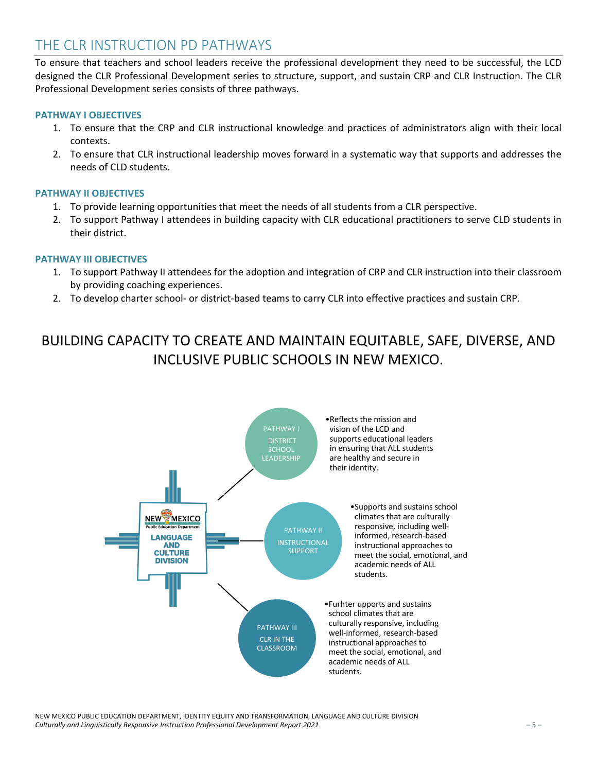# THE CLR INSTRUCTION PD PATHWAYS

To ensure that teachers and school leaders receive the professional development they need to be successful, the LCD designed the CLR Professional Development series to structure, support, and sustain CRP and CLR Instruction. The CLR Professional Development series consists of three pathways.

### PATHWAY I OBJECTIVES

1. To ensure that the CRP and CLR instructional knowledge and practices of administrators align with their local contexts.
2. To ensure that CLR instructional leadership moves forward in a systematic way that supports and addresses the needs of CLD students.

### PATHWAY II OBJECTIVES

1. To provide learning opportunities that meet the needs of all students from a CLR perspective.
2. To support Pathway I attendees in building capacity with CLR educational practitioners to serve CLD students in their district.

### PATHWAY III OBJECTIVES

1. To support Pathway II attendees for the adoption and integration of CRP and CLR instruction into their classroom by providing coaching experiences.
2. To develop charter school- or district-based teams to carry CLR into effective practices and sustain CRP.

## BUILDING CAPACITY TO CREATE AND MAINTAIN EQUITABLE, SAFE, DIVERSE, AND INCLUSIVE PUBLIC SCHOOLS IN NEW MEXICO.

NEW MEXICO Public Education Department LANGUAGE AND CULTURE DIVISION

PATHWAY I DISTRICT SCHOOL LEADERSHIP

- Reflects the mission and vision of the LCD and supports educational leaders in ensuring that ALL students are healthy and secure in their identity.

PATHWAY II INSTRUCTIONAL SUPPORT

- Supports and sustains school climates that are culturally responsive, including well-informed, research-based instructional approaches to meet the social, emotional, and academic needs of ALL students.

PATHWAY III CLR IN THE CLASSROOM

- Furhter upports and sustains school climates that are culturally responsive, including well-informed, research-based instructional approaches to meet the social, emotional, and academic needs of ALL students.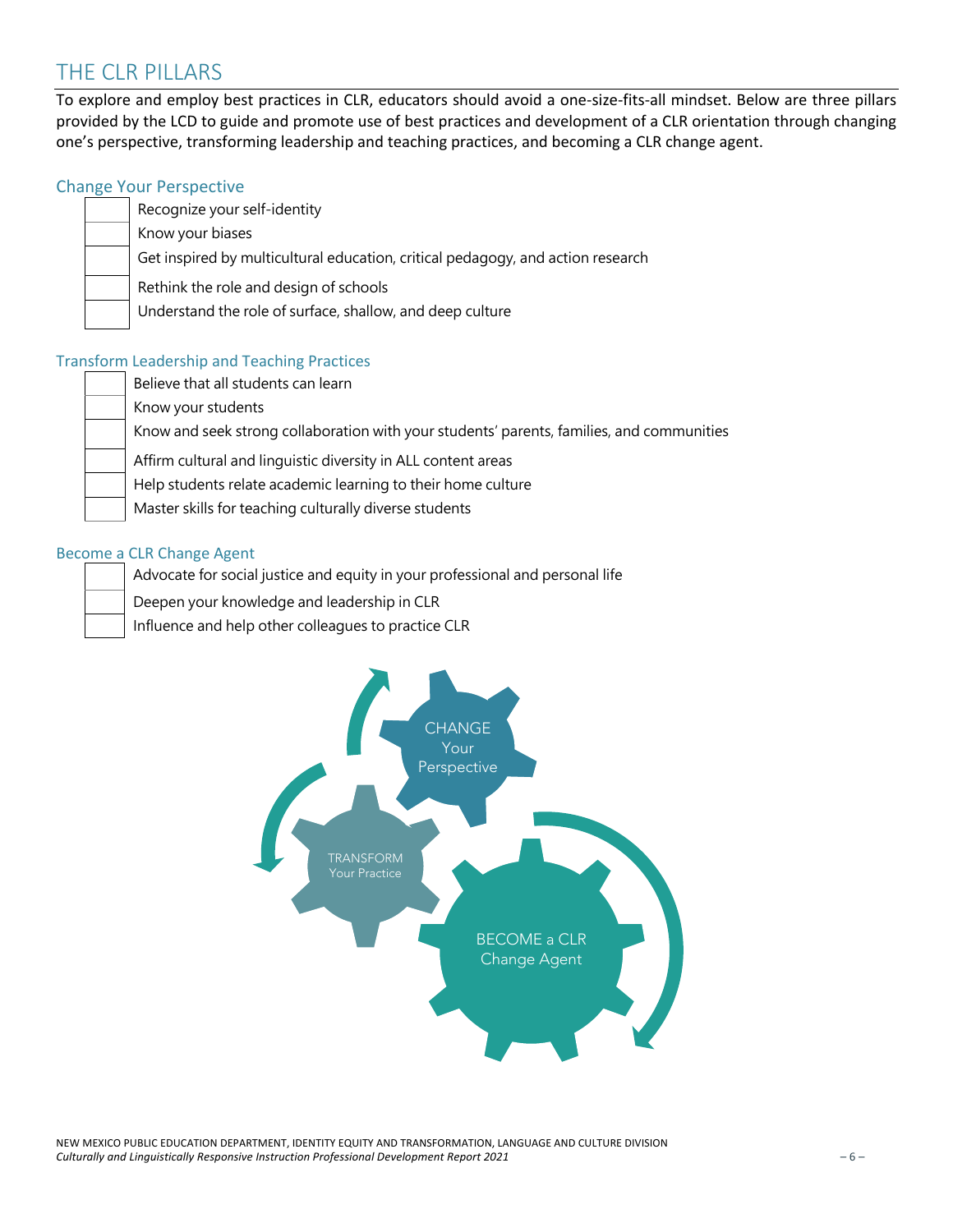## THE CLR PILLARS

To explore and employ best practices in CLR, educators should avoid a one-size-fits-all mindset. Below are three pillars provided by the LCD to guide and promote use of best practices and development of a CLR orientation through changing one's perspective, transforming leadership and teaching practices, and becoming a CLR change agent.

### Change Your Perspective

- [ ] Recognize your self-identity
- [ ] Know your biases
- [ ] Get inspired by multicultural education, critical pedagogy, and action research
- [ ] Rethink the role and design of schools
- [ ] Understand the role of surface, shallow, and deep culture

### Transform Leadership and Teaching Practices

- [ ] Believe that all students can learn
- [ ] Know your students
- [ ] Know and seek strong collaboration with your students' parents, families, and communities
- [ ] Affirm cultural and linguistic diversity in ALL content areas
- [ ] Help students relate academic learning to their home culture
- [ ] Master skills for teaching culturally diverse students

### Become a CLR Change Agent

- [ ] Advocate for social justice and equity in your professional and personal life
- [ ] Deepen your knowledge and leadership in CLR
- [ ] Influence and help other colleagues to practice CLR

CHANGE Your Perspective

TRANSFORM Your Practice

BECOME a CLR Change Agent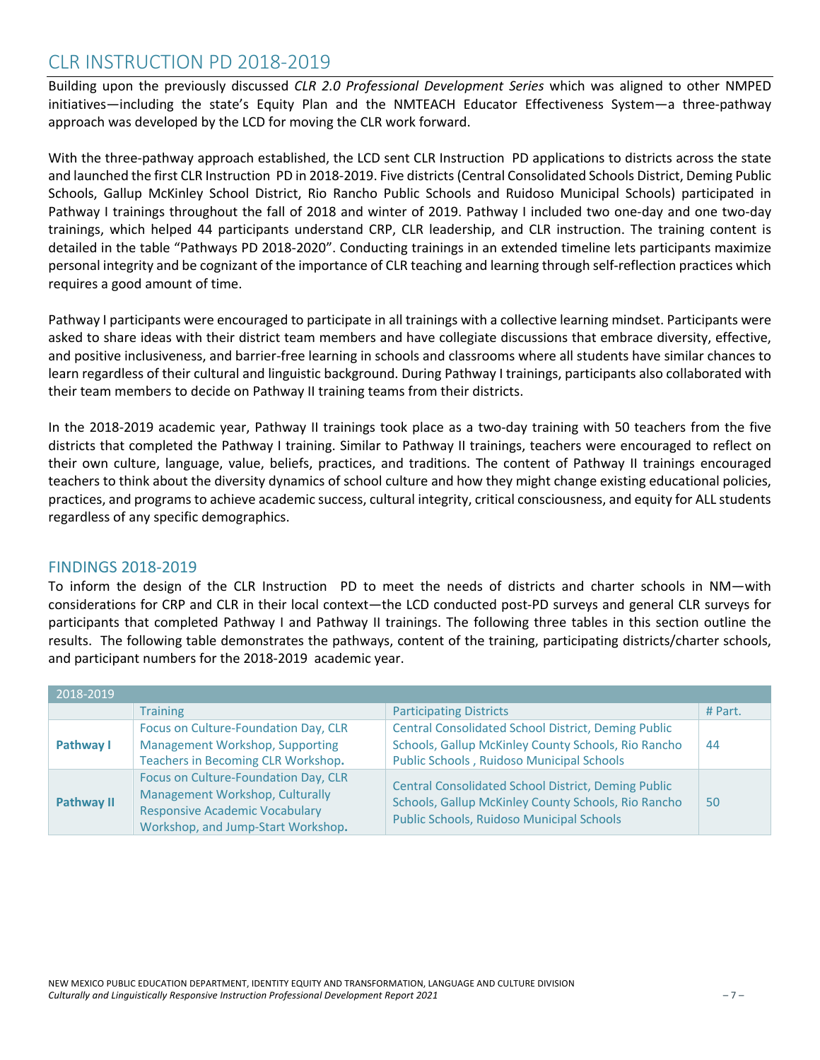## CLR INSTRUCTION PD 2018-2019

Building upon the previously discussed *CLR 2.0 Professional Development Series* which was aligned to other NMPED initiatives—including the state's Equity Plan and the NMTEACH Educator Effectiveness System—a three-pathway approach was developed by the LCD for moving the CLR work forward.

With the three-pathway approach established, the LCD sent CLR Instruction PD applications to districts across the state and launched the first CLR Instruction PD in 2018-2019. Five districts (Central Consolidated Schools District, Deming Public Schools, Gallup McKinley School District, Rio Rancho Public Schools and Ruidoso Municipal Schools) participated in Pathway I trainings throughout the fall of 2018 and winter of 2019. Pathway I included two one-day and one two-day trainings, which helped 44 participants understand CRP, CLR leadership, and CLR instruction. The training content is detailed in the table "Pathways PD 2018-2020". Conducting trainings in an extended timeline lets participants maximize personal integrity and be cognizant of the importance of CLR teaching and learning through self-reflection practices which requires a good amount of time.

Pathway I participants were encouraged to participate in all trainings with a collective learning mindset. Participants were asked to share ideas with their district team members and have collegiate discussions that embrace diversity, effective, and positive inclusiveness, and barrier-free learning in schools and classrooms where all students have similar chances to learn regardless of their cultural and linguistic background. During Pathway I trainings, participants also collaborated with their team members to decide on Pathway II training teams from their districts.

In the 2018-2019 academic year, Pathway II trainings took place as a two-day training with 50 teachers from the five districts that completed the Pathway I training. Similar to Pathway II trainings, teachers were encouraged to reflect on their own culture, language, value, beliefs, practices, and traditions. The content of Pathway II trainings encouraged teachers to think about the diversity dynamics of school culture and how they might change existing educational policies, practices, and programs to achieve academic success, cultural integrity, critical consciousness, and equity for ALL students regardless of any specific demographics.

### FINDINGS 2018-2019

To inform the design of the CLR Instruction PD to meet the needs of districts and charter schools in NM—with considerations for CRP and CLR in their local context—the LCD conducted post-PD surveys and general CLR surveys for participants that completed Pathway I and Pathway II trainings. The following three tables in this section outline the results. The following table demonstrates the pathways, content of the training, participating districts/charter schools, and participant numbers for the 2018-2019 academic year.

| 2018-2019 | | | |
|---|---|---|---|
| | Training | Participating Districts | # Part. |
| **Pathway I** | Focus on Culture-Foundation Day, CLR Management Workshop, Supporting Teachers in Becoming CLR Workshop. | Central Consolidated School District, Deming Public Schools, Gallup McKinley County Schools, Rio Rancho Public Schools , Ruidoso Municipal Schools | 44 |
| **Pathway II** | Focus on Culture-Foundation Day, CLR Management Workshop, Culturally Responsive Academic Vocabulary Workshop, and Jump-Start Workshop. | Central Consolidated School District, Deming Public Schools, Gallup McKinley County Schools, Rio Rancho Public Schools, Ruidoso Municipal Schools | 50 |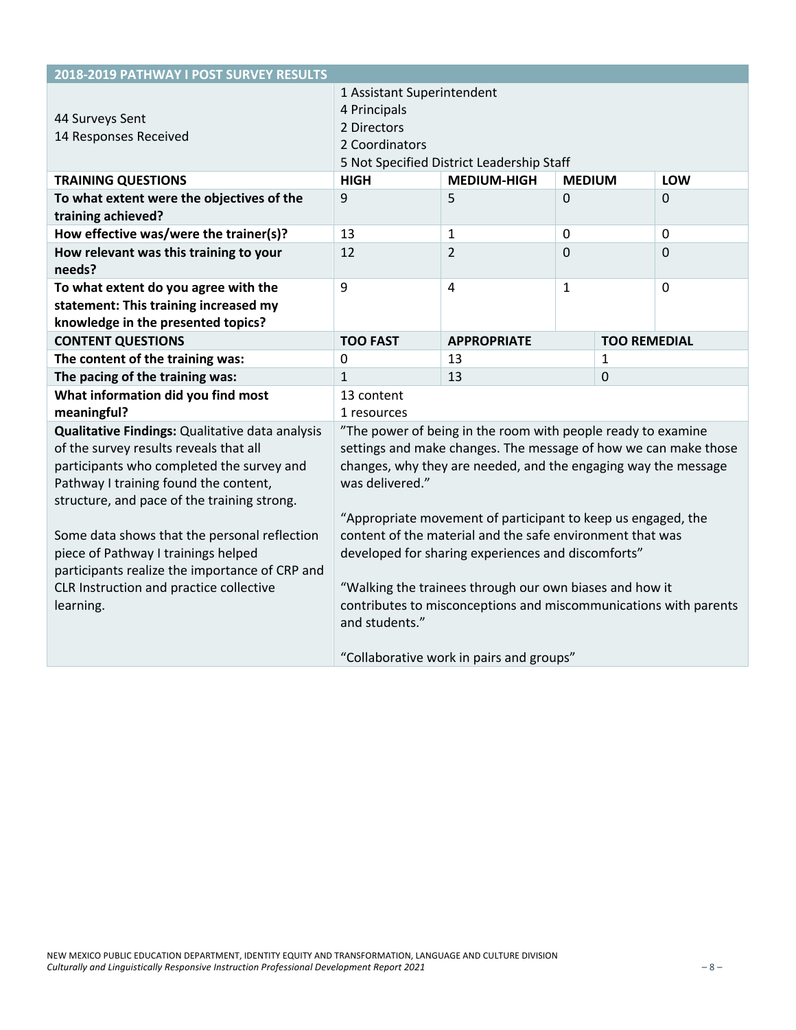| 2018-2019 PATHWAY I POST SURVEY RESULTS | | | | |
|---|---|---|---|---|
| 44 Surveys Sent<br>14 Responses Received | 1 Assistant Superintendent<br>4 Principals<br>2 Directors<br>2 Coordinators<br>5 Not Specified District Leadership Staff | | | |
| **TRAINING QUESTIONS** | **HIGH** | **MEDIUM-HIGH** | **MEDIUM** | **LOW** |
| **To what extent were the objectives of the training achieved?** | 9 | 5 | 0 | 0 |
| **How effective was/were the trainer(s)?** | 13 | 1 | 0 | 0 |
| **How relevant was this training to your needs?** | 12 | 2 | 0 | 0 |
| **To what extent do you agree with the statement: This training increased my knowledge in the presented topics?** | 9 | 4 | 1 | 0 |
| **CONTENT QUESTIONS** | **TOO FAST** | **APPROPRIATE** | **TOO REMEDIAL** | |
| **The content of the training was:** | 0 | 13 | 1 | |
| **The pacing of the training was:** | 1 | 13 | 0 | |
| **What information did you find most meaningful?** | 13 content<br>1 resources | | | |
| **Qualitative Findings:** Qualitative data analysis of the survey results reveals that all participants who completed the survey and Pathway I training found the content, structure, and pace of the training strong.<br><br>Some data shows that the personal reflection piece of Pathway I trainings helped participants realize the importance of CRP and CLR Instruction and practice collective learning. | "The power of being in the room with people ready to examine settings and make changes. The message of how we can make those changes, why they are needed, and the engaging way the message was delivered."<br><br>"Appropriate movement of participant to keep us engaged, the content of the material and the safe environment that was developed for sharing experiences and discomforts"<br><br>"Walking the trainees through our own biases and how it contributes to misconceptions and miscommunications with parents and students."<br><br>"Collaborative work in pairs and groups" | | | |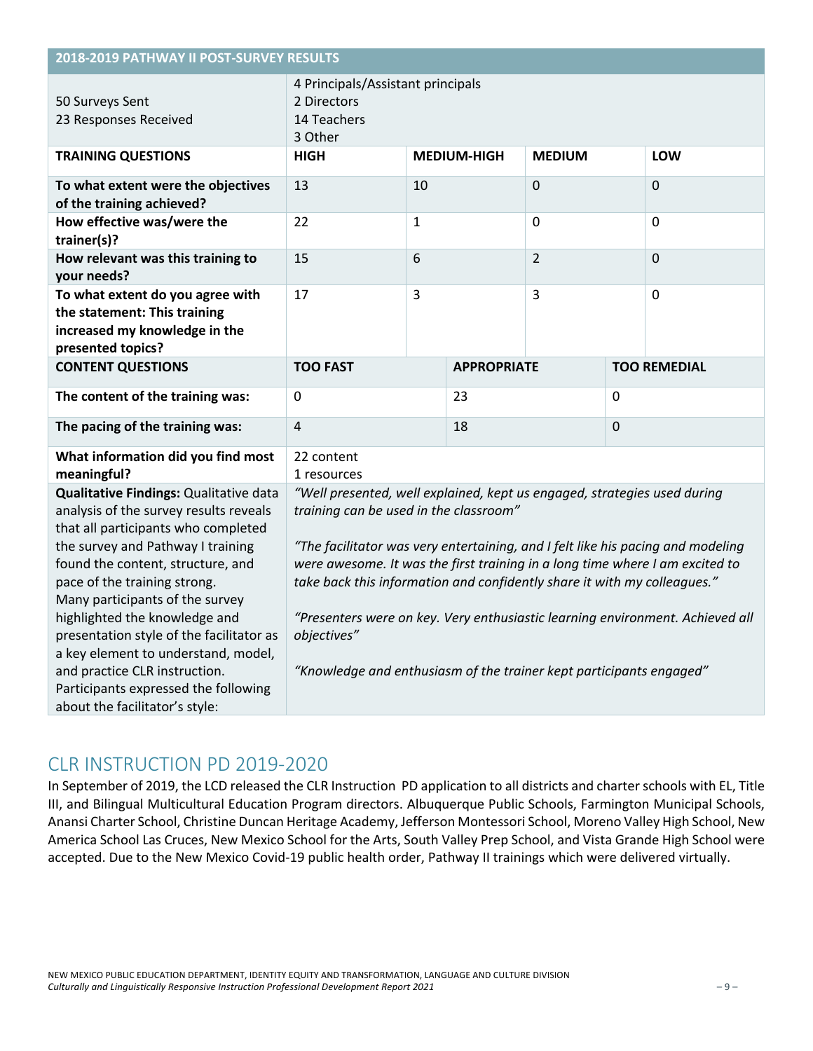| 2018-2019 PATHWAY II POST-SURVEY RESULTS | | | | |
|---|---|---|---|---|
| 50 Surveys Sent<br>23 Responses Received | 4 Principals/Assistant principals<br>2 Directors<br>14 Teachers<br>3 Other | | | |
| **TRAINING QUESTIONS** | **HIGH** | **MEDIUM-HIGH** | **MEDIUM** | **LOW** |
| **To what extent were the objectives of the training achieved?** | 13 | 10 | 0 | 0 |
| **How effective was/were the trainer(s)?** | 22 | 1 | 0 | 0 |
| **How relevant was this training to your needs?** | 15 | 6 | 2 | 0 |
| **To what extent do you agree with the statement: This training increased my knowledge in the presented topics?** | 17 | 3 | 3 | 0 |
| **CONTENT QUESTIONS** | **TOO FAST** | **APPROPRIATE** | **TOO REMEDIAL** | |
| **The content of the training was:** | 0 | 23 | 0 | |
| **The pacing of the training was:** | 4 | 18 | 0 | |
| **What information did you find most meaningful?** | 22 content<br>1 resources | | | |
| **Qualitative Findings:** Qualitative data analysis of the survey results reveals that all participants who completed the survey and Pathway I training found the content, structure, and pace of the training strong. Many participants of the survey highlighted the knowledge and presentation style of the facilitator as a key element to understand, model, and practice CLR instruction. Participants expressed the following about the facilitator's style: | *"Well presented, well explained, kept us engaged, strategies used during training can be used in the classroom"*<br><br>*"The facilitator was very entertaining, and I felt like his pacing and modeling were awesome. It was the first training in a long time where I am excited to take back this information and confidently share it with my colleagues."*<br><br>*"Presenters were on key. Very enthusiastic learning environment. Achieved all objectives"*<br><br>*"Knowledge and enthusiasm of the trainer kept participants engaged"* | | | |

## CLR INSTRUCTION PD 2019-2020

In September of 2019, the LCD released the CLR Instruction PD application to all districts and charter schools with EL, Title III, and Bilingual Multicultural Education Program directors. Albuquerque Public Schools, Farmington Municipal Schools, Anansi Charter School, Christine Duncan Heritage Academy, Jefferson Montessori School, Moreno Valley High School, New America School Las Cruces, New Mexico School for the Arts, South Valley Prep School, and Vista Grande High School were accepted. Due to the New Mexico Covid-19 public health order, Pathway II trainings which were delivered virtually.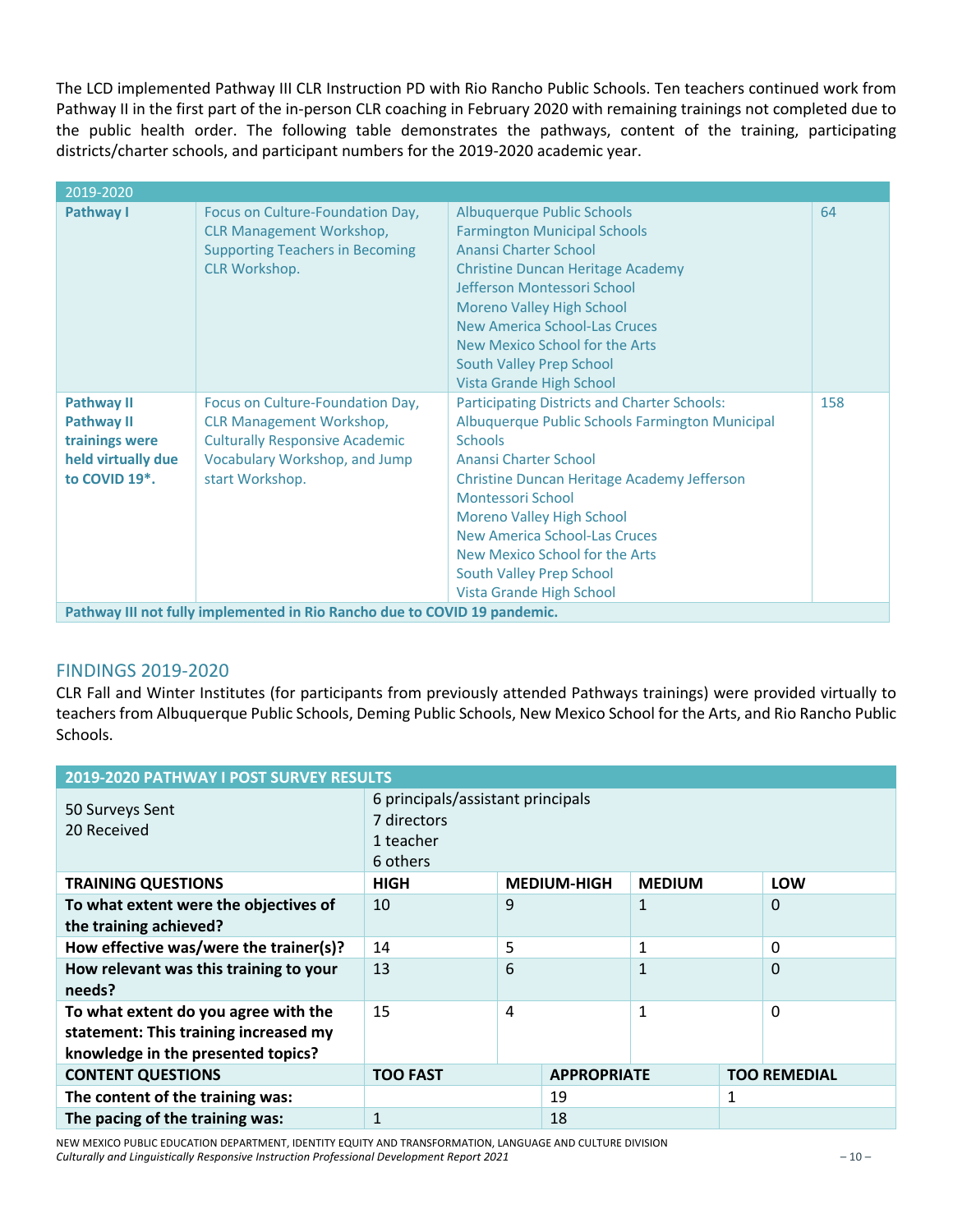The LCD implemented Pathway III CLR Instruction PD with Rio Rancho Public Schools. Ten teachers continued work from Pathway II in the first part of the in-person CLR coaching in February 2020 with remaining trainings not completed due to the public health order. The following table demonstrates the pathways, content of the training, participating districts/charter schools, and participant numbers for the 2019-2020 academic year.

| 2019-2020 | | | |
|---|---|---|---|
| **Pathway I** | Focus on Culture-Foundation Day, CLR Management Workshop, Supporting Teachers in Becoming CLR Workshop. | Albuquerque Public Schools<br>Farmington Municipal Schools<br>Anansi Charter School<br>Christine Duncan Heritage Academy<br>Jefferson Montessori School<br>Moreno Valley High School<br>New America School-Las Cruces<br>New Mexico School for the Arts<br>South Valley Prep School<br>Vista Grande High School | 64 |
| **Pathway II**<br>**Pathway II trainings were held virtually due to COVID 19*.** | Focus on Culture-Foundation Day, CLR Management Workshop, Culturally Responsive Academic Vocabulary Workshop, and Jump start Workshop. | Participating Districts and Charter Schools:<br>Albuquerque Public Schools Farmington Municipal Schools<br>Anansi Charter School<br>Christine Duncan Heritage Academy Jefferson Montessori School<br>Moreno Valley High School<br>New America School-Las Cruces<br>New Mexico School for the Arts<br>South Valley Prep School<br>Vista Grande High School | 158 |
| **Pathway III not fully implemented in Rio Rancho due to COVID 19 pandemic.** | | | |

## FINDINGS 2019-2020

CLR Fall and Winter Institutes (for participants from previously attended Pathways trainings) were provided virtually to teachers from Albuquerque Public Schools, Deming Public Schools, New Mexico School for the Arts, and Rio Rancho Public Schools.

| **2019-2020 PATHWAY I POST SURVEY RESULTS** | | | | |
|---|---|---|---|---|
| 50 Surveys Sent<br>20 Received | 6 principals/assistant principals<br>7 directors<br>1 teacher<br>6 others | | | |
| **TRAINING QUESTIONS** | **HIGH** | **MEDIUM-HIGH** | **MEDIUM** | **LOW** |
| **To what extent were the objectives of the training achieved?** | 10 | 9 | 1 | 0 |
| **How effective was/were the trainer(s)?** | 14 | 5 | 1 | 0 |
| **How relevant was this training to your needs?** | 13 | 6 | 1 | 0 |
| **To what extent do you agree with the statement: This training increased my knowledge in the presented topics?** | 15 | 4 | 1 | 0 |
| **CONTENT QUESTIONS** | **TOO FAST** | **APPROPRIATE** | **TOO REMEDIAL** | |
| **The content of the training was:** | | 19 | 1 | |
| **The pacing of the training was:** | 1 | 18 | | |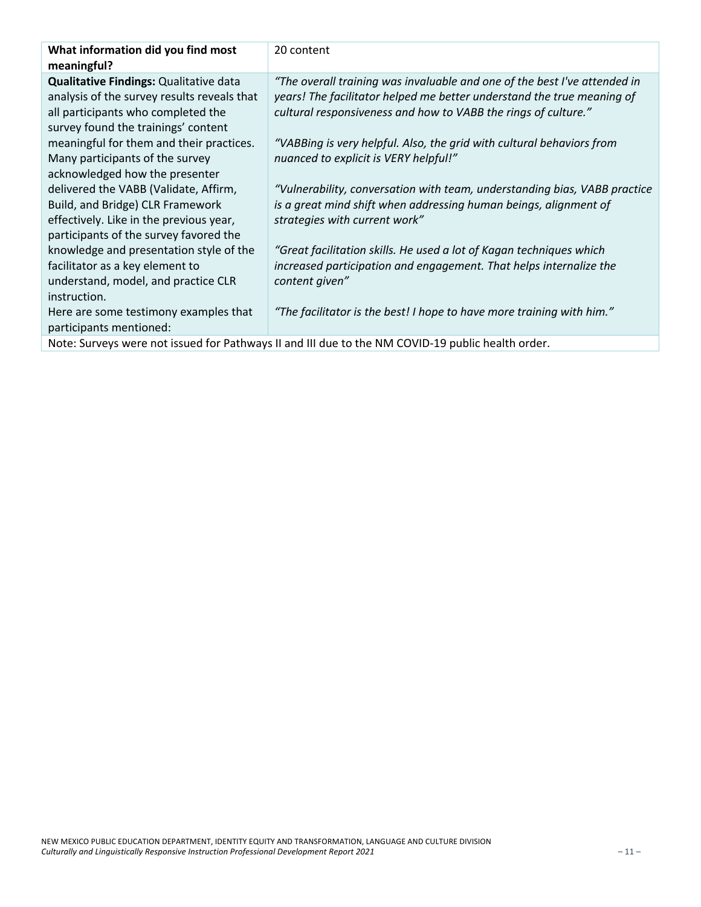| **What information did you find most meaningful?** | 20 content |
|---|---|
| **Qualitative Findings:** Qualitative data analysis of the survey results reveals that all participants who completed the survey found the trainings' content meaningful for them and their practices. Many participants of the survey acknowledged how the presenter delivered the VABB (Validate, Affirm, Build, and Bridge) CLR Framework effectively. Like in the previous year, participants of the survey favored the knowledge and presentation style of the facilitator as a key element to understand, model, and practice CLR instruction.<br>Here are some testimony examples that participants mentioned: | *"The overall training was invaluable and one of the best I've attended in years! The facilitator helped me better understand the true meaning of cultural responsiveness and how to VABB the rings of culture."*<br><br>*"VABBing is very helpful. Also, the grid with cultural behaviors from nuanced to explicit is VERY helpful!"*<br><br>*"Vulnerability, conversation with team, understanding bias, VABB practice is a great mind shift when addressing human beings, alignment of strategies with current work"*<br><br>*"Great facilitation skills. He used a lot of Kagan techniques which increased participation and engagement. That helps internalize the content given"*<br><br>*"The facilitator is the best! I hope to have more training with him."* |
| Note: Surveys were not issued for Pathways II and III due to the NM COVID-19 public health order. | |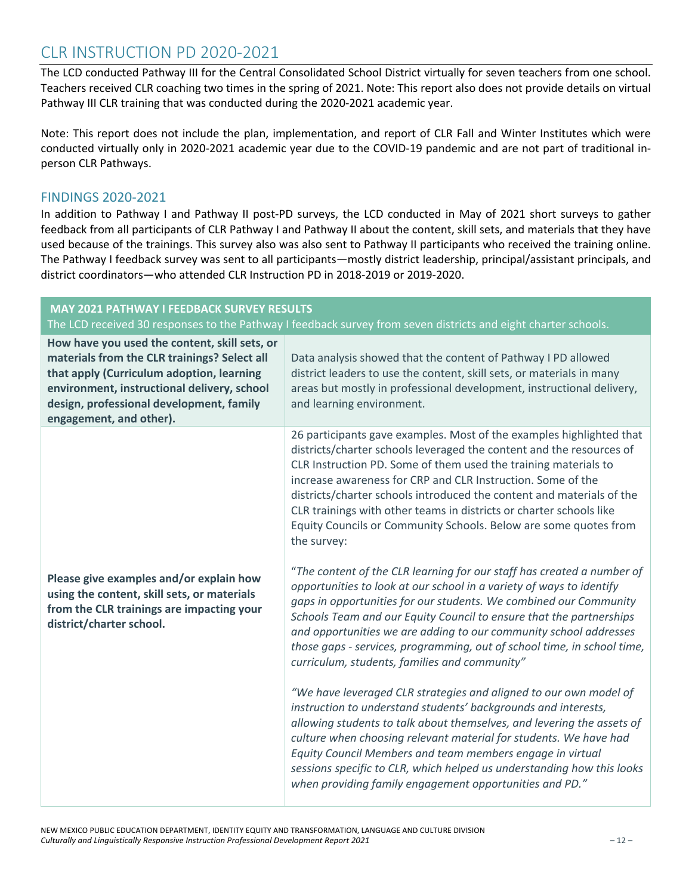## CLR INSTRUCTION PD 2020-2021

The LCD conducted Pathway III for the Central Consolidated School District virtually for seven teachers from one school. Teachers received CLR coaching two times in the spring of 2021. Note: This report also does not provide details on virtual Pathway III CLR training that was conducted during the 2020-2021 academic year.

Note: This report does not include the plan, implementation, and report of CLR Fall and Winter Institutes which were conducted virtually only in 2020-2021 academic year due to the COVID-19 pandemic and are not part of traditional in-person CLR Pathways.

### FINDINGS 2020-2021

In addition to Pathway I and Pathway II post-PD surveys, the LCD conducted in May of 2021 short surveys to gather feedback from all participants of CLR Pathway I and Pathway II about the content, skill sets, and materials that they have used because of the trainings. This survey also was also sent to Pathway II participants who received the training online. The Pathway I feedback survey was sent to all participants—mostly district leadership, principal/assistant principals, and district coordinators—who attended CLR Instruction PD in 2018-2019 or 2019-2020.

| **MAY 2021 PATHWAY I FEEDBACK SURVEY RESULTS**<br>The LCD received 30 responses to the Pathway I feedback survey from seven districts and eight charter schools. | |
|---|---|
| **How have you used the content, skill sets, or materials from the CLR trainings? Select all that apply (Curriculum adoption, learning environment, instructional delivery, school design, professional development, family engagement, and other).** | Data analysis showed that the content of Pathway I PD allowed district leaders to use the content, skill sets, or materials in many areas but mostly in professional development, instructional delivery, and learning environment. |
| **Please give examples and/or explain how using the content, skill sets, or materials from the CLR trainings are impacting your district/charter school.** | 26 participants gave examples. Most of the examples highlighted that districts/charter schools leveraged the content and the resources of CLR Instruction PD. Some of them used the training materials to increase awareness for CRP and CLR Instruction. Some of the districts/charter schools introduced the content and materials of the CLR trainings with other teams in districts or charter schools like Equity Councils or Community Schools. Below are some quotes from the survey:<br><br>"*The content of the CLR learning for our staff has created a number of opportunities to look at our school in a variety of ways to identify gaps in opportunities for our students. We combined our Community Schools Team and our Equity Council to ensure that the partnerships and opportunities we are adding to our community school addresses those gaps - services, programming, out of school time, in school time, curriculum, students, families and community*"<br><br>*"We have leveraged CLR strategies and aligned to our own model of instruction to understand students' backgrounds and interests, allowing students to talk about themselves, and levering the assets of culture when choosing relevant material for students. We have had Equity Council Members and team members engage in virtual sessions specific to CLR, which helped us understanding how this looks when providing family engagement opportunities and PD."* |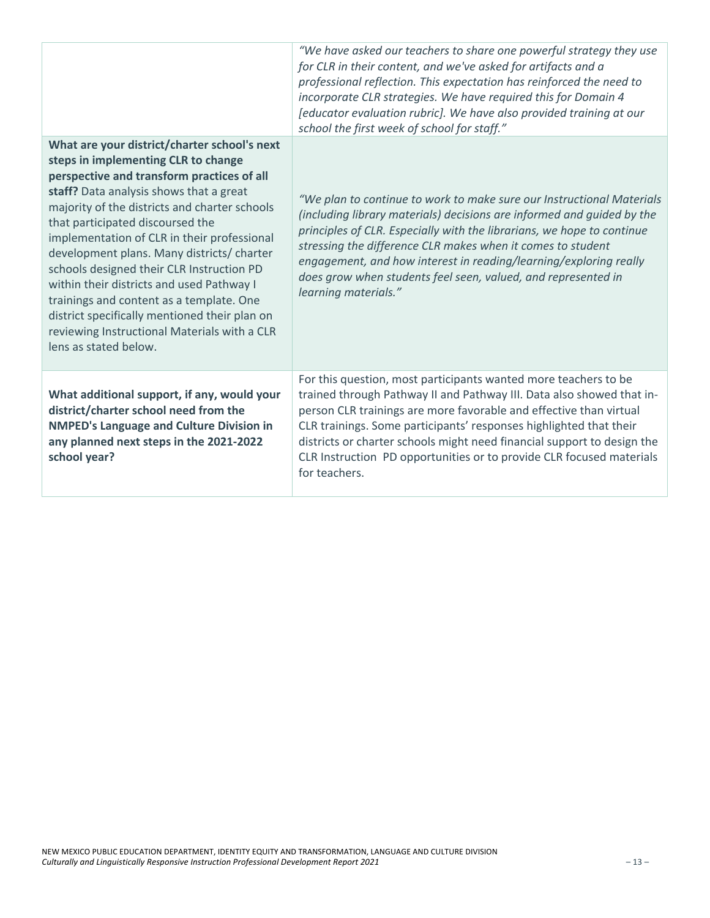| | |
|---|---|
| | *"We have asked our teachers to share one powerful strategy they use for CLR in their content, and we've asked for artifacts and a professional reflection. This expectation has reinforced the need to incorporate CLR strategies. We have required this for Domain 4 [educator evaluation rubric]. We have also provided training at our school the first week of school for staff."* |
| **What are your district/charter school's next steps in implementing CLR to change perspective and transform practices of all staff?** Data analysis shows that a great majority of the districts and charter schools that participated discoursed the implementation of CLR in their professional development plans. Many districts/ charter schools designed their CLR Instruction PD within their districts and used Pathway I trainings and content as a template. One district specifically mentioned their plan on reviewing Instructional Materials with a CLR lens as stated below. | *"We plan to continue to work to make sure our Instructional Materials (including library materials) decisions are informed and guided by the principles of CLR. Especially with the librarians, we hope to continue stressing the difference CLR makes when it comes to student engagement, and how interest in reading/learning/exploring really does grow when students feel seen, valued, and represented in learning materials."* |
| **What additional support, if any, would your district/charter school need from the NMPED's Language and Culture Division in any planned next steps in the 2021-2022 school year?** | For this question, most participants wanted more teachers to be trained through Pathway II and Pathway III. Data also showed that in-person CLR trainings are more favorable and effective than virtual CLR trainings. Some participants' responses highlighted that their districts or charter schools might need financial support to design the CLR Instruction PD opportunities or to provide CLR focused materials for teachers. |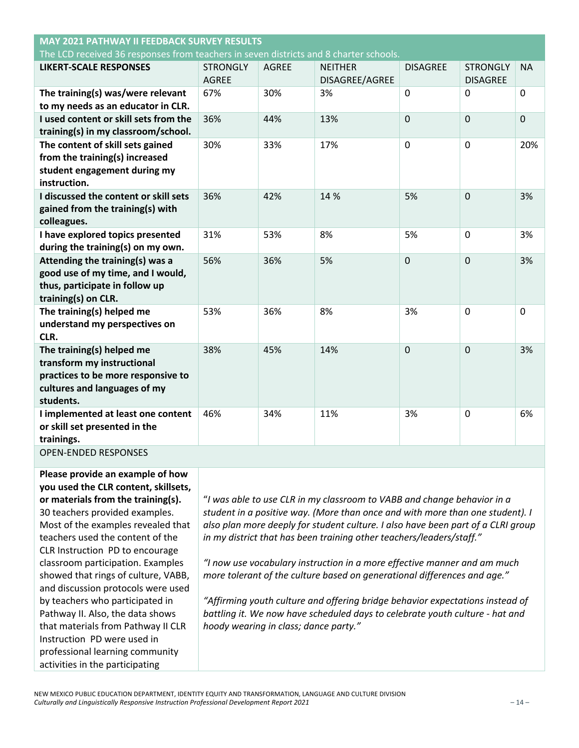| MAY 2021 PATHWAY II FEEDBACK SURVEY RESULTS<br>The LCD received 36 responses from teachers in seven districts and 8 charter schools. | | | | | | |
|---|---|---|---|---|---|---|
| **LIKERT-SCALE RESPONSES** | STRONGLY AGREE | AGREE | NEITHER DISAGREE/AGREE | DISAGREE | STRONGLY DISAGREE | NA |
| **The training(s) was/were relevant to my needs as an educator in CLR.** | 67% | 30% | 3% | 0 | 0 | 0 |
| **I used content or skill sets from the training(s) in my classroom/school.** | 36% | 44% | 13% | 0 | 0 | 0 |
| **The content of skill sets gained from the training(s) increased student engagement during my instruction.** | 30% | 33% | 17% | 0 | 0 | 20% |
| **I discussed the content or skill sets gained from the training(s) with colleagues.** | 36% | 42% | 14 % | 5% | 0 | 3% |
| **I have explored topics presented during the training(s) on my own.** | 31% | 53% | 8% | 5% | 0 | 3% |
| **Attending the training(s) was a good use of my time, and I would, thus, participate in follow up training(s) on CLR.** | 56% | 36% | 5% | 0 | 0 | 3% |
| **The training(s) helped me understand my perspectives on CLR.** | 53% | 36% | 8% | 3% | 0 | 0 |
| **The training(s) helped me transform my instructional practices to be more responsive to cultures and languages of my students.** | 38% | 45% | 14% | 0 | 0 | 3% |
| **I implemented at least one content or skill set presented in the trainings.** | 46% | 34% | 11% | 3% | 0 | 6% |
| OPEN-ENDED RESPONSES | | | | | | |
| **Please provide an example of how you used the CLR content, skillsets, or materials from the training(s).** 30 teachers provided examples. Most of the examples revealed that teachers used the content of the CLR Instruction PD to encourage classroom participation. Examples showed that rings of culture, VABB, and discussion protocols were used by teachers who participated in Pathway II. Also, the data shows that materials from Pathway II CLR Instruction PD were used in professional learning community activities in the participating | *"I was able to use CLR in my classroom to VABB and change behavior in a student in a positive way. (More than once and with more than one student). I also plan more deeply for student culture. I also have been part of a CLRI group in my district that has been training other teachers/leaders/staff."*<br><br>*"I now use vocabulary instruction in a more effective manner and am much more tolerant of the culture based on generational differences and age."*<br><br>*"Affirming youth culture and offering bridge behavior expectations instead of battling it. We now have scheduled days to celebrate youth culture - hat and hoody wearing in class; dance party."* | | | | | |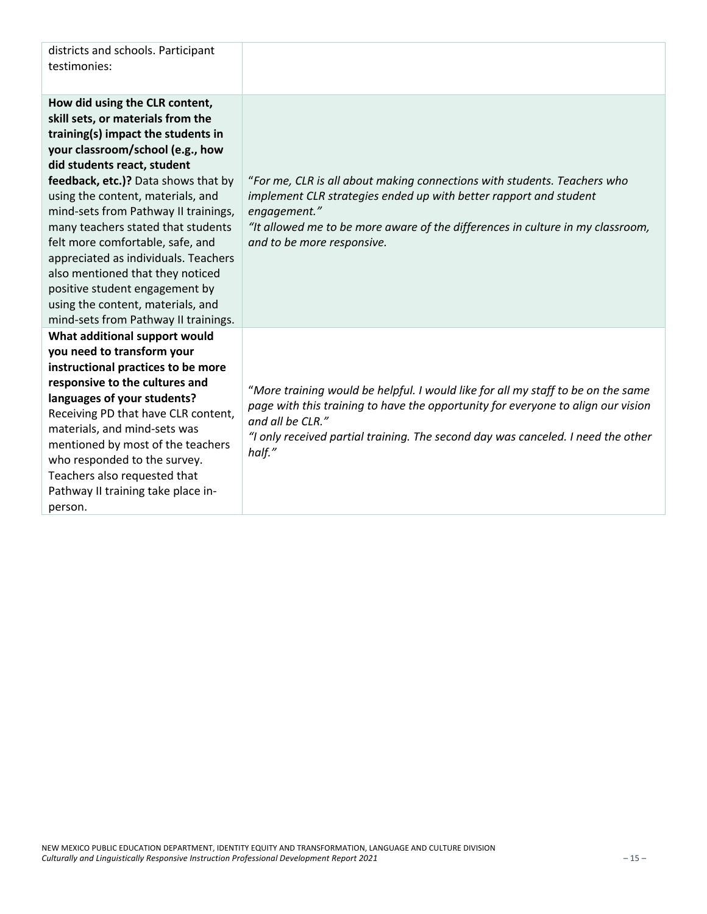| districts and schools. Participant testimonies: | |
|---|---|
| **How did using the CLR content, skill sets, or materials from the training(s) impact the students in your classroom/school (e.g., how did students react, student feedback, etc.)?** Data shows that by using the content, materials, and mind-sets from Pathway II trainings, many teachers stated that students felt more comfortable, safe, and appreciated as individuals. Teachers also mentioned that they noticed positive student engagement by using the content, materials, and mind-sets from Pathway II trainings. | "*For me, CLR is all about making connections with students. Teachers who implement CLR strategies ended up with better rapport and student engagement.*" *"It allowed me to be more aware of the differences in culture in my classroom, and to be more responsive.* |
| **What additional support would you need to transform your instructional practices to be more responsive to the cultures and languages of your students?** Receiving PD that have CLR content, materials, and mind-sets was mentioned by most of the teachers who responded to the survey. Teachers also requested that Pathway II training take place in-person. | "*More training would be helpful. I would like for all my staff to be on the same page with this training to have the opportunity for everyone to align our vision and all be CLR.*" *"I only received partial training. The second day was canceled. I need the other half."* |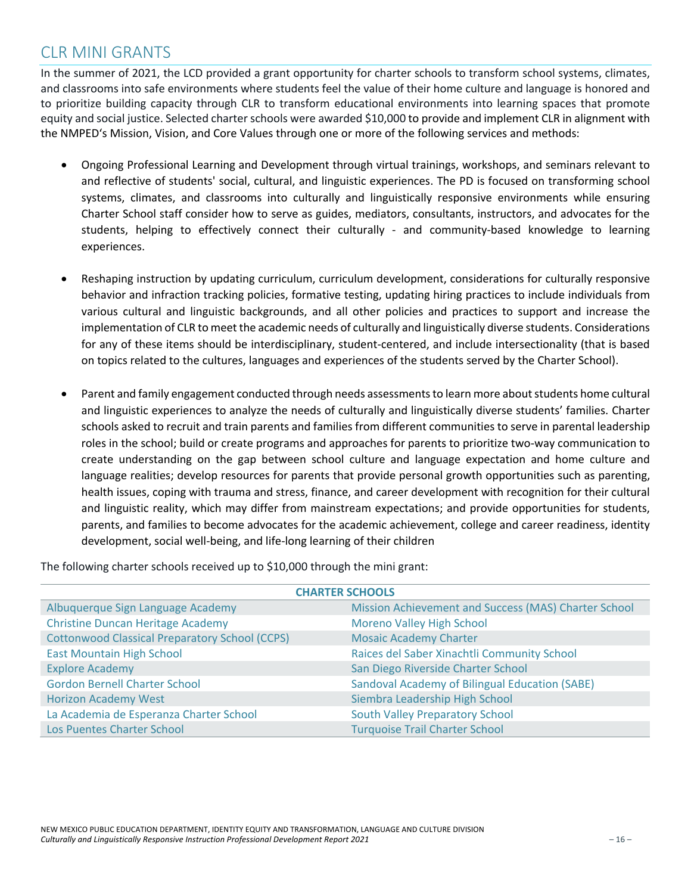## CLR MINI GRANTS

In the summer of 2021, the LCD provided a grant opportunity for charter schools to transform school systems, climates, and classrooms into safe environments where students feel the value of their home culture and language is honored and to prioritize building capacity through CLR to transform educational environments into learning spaces that promote equity and social justice. Selected charter schools were awarded $10,000 to provide and implement CLR in alignment with the NMPED's Mission, Vision, and Core Values through one or more of the following services and methods:

- Ongoing Professional Learning and Development through virtual trainings, workshops, and seminars relevant to and reflective of students' social, cultural, and linguistic experiences. The PD is focused on transforming school systems, climates, and classrooms into culturally and linguistically responsive environments while ensuring Charter School staff consider how to serve as guides, mediators, consultants, instructors, and advocates for the students, helping to effectively connect their culturally - and community-based knowledge to learning experiences.

- Reshaping instruction by updating curriculum, curriculum development, considerations for culturally responsive behavior and infraction tracking policies, formative testing, updating hiring practices to include individuals from various cultural and linguistic backgrounds, and all other policies and practices to support and increase the implementation of CLR to meet the academic needs of culturally and linguistically diverse students. Considerations for any of these items should be interdisciplinary, student-centered, and include intersectionality (that is based on topics related to the cultures, languages and experiences of the students served by the Charter School).

- Parent and family engagement conducted through needs assessments to learn more about students home cultural and linguistic experiences to analyze the needs of culturally and linguistically diverse students' families. Charter schools asked to recruit and train parents and families from different communities to serve in parental leadership roles in the school; build or create programs and approaches for parents to prioritize two-way communication to create understanding on the gap between school culture and language expectation and home culture and language realities; develop resources for parents that provide personal growth opportunities such as parenting, health issues, coping with trauma and stress, finance, and career development with recognition for their cultural and linguistic reality, which may differ from mainstream expectations; and provide opportunities for students, parents, and families to become advocates for the academic achievement, college and career readiness, identity development, social well-being, and life-long learning of their children

The following charter schools received up to $10,000 through the mini grant:

| CHARTER SCHOOLS | |
|---|---|
| Albuquerque Sign Language Academy | Mission Achievement and Success (MAS) Charter School |
| Christine Duncan Heritage Academy | Moreno Valley High School |
| Cottonwood Classical Preparatory School (CCPS) | Mosaic Academy Charter |
| East Mountain High School | Raices del Saber Xinachtli Community School |
| Explore Academy | San Diego Riverside Charter School |
| Gordon Bernell Charter School | Sandoval Academy of Bilingual Education (SABE) |
| Horizon Academy West | Siembra Leadership High School |
| La Academia de Esperanza Charter School | South Valley Preparatory School |
| Los Puentes Charter School | Turquoise Trail Charter School |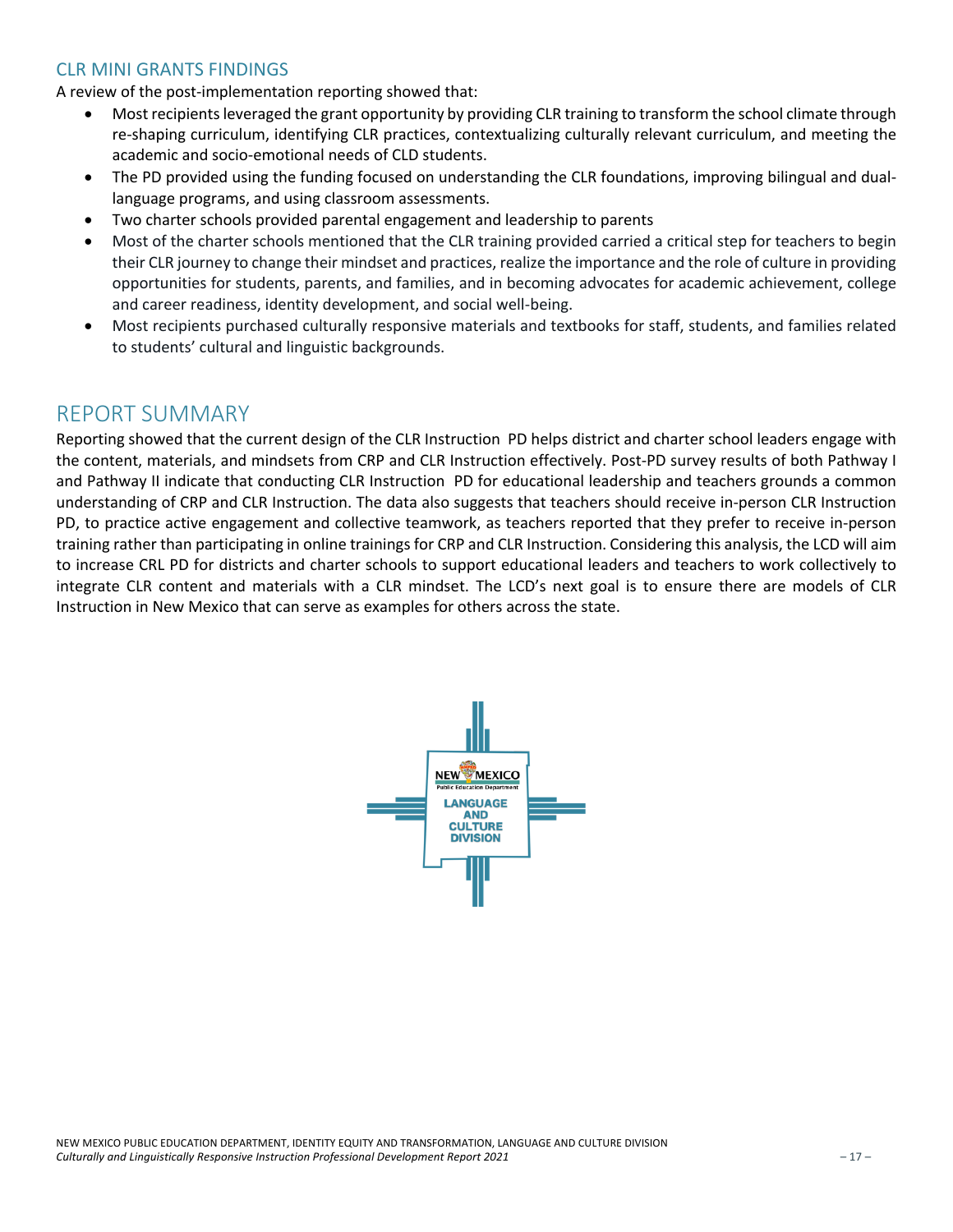### CLR MINI GRANTS FINDINGS

A review of the post-implementation reporting showed that:

- Most recipients leveraged the grant opportunity by providing CLR training to transform the school climate through re-shaping curriculum, identifying CLR practices, contextualizing culturally relevant curriculum, and meeting the academic and socio-emotional needs of CLD students.
- The PD provided using the funding focused on understanding the CLR foundations, improving bilingual and dual-language programs, and using classroom assessments.
- Two charter schools provided parental engagement and leadership to parents
- Most of the charter schools mentioned that the CLR training provided carried a critical step for teachers to begin their CLR journey to change their mindset and practices, realize the importance and the role of culture in providing opportunities for students, parents, and families, and in becoming advocates for academic achievement, college and career readiness, identity development, and social well-being.
- Most recipients purchased culturally responsive materials and textbooks for staff, students, and families related to students' cultural and linguistic backgrounds.

## REPORT SUMMARY

Reporting showed that the current design of the CLR Instruction PD helps district and charter school leaders engage with the content, materials, and mindsets from CRP and CLR Instruction effectively. Post-PD survey results of both Pathway I and Pathway II indicate that conducting CLR Instruction PD for educational leadership and teachers grounds a common understanding of CRP and CLR Instruction. The data also suggests that teachers should receive in-person CLR Instruction PD, to practice active engagement and collective teamwork, as teachers reported that they prefer to receive in-person training rather than participating in online trainings for CRP and CLR Instruction. Considering this analysis, the LCD will aim to increase CRL PD for districts and charter schools to support educational leaders and teachers to work collectively to integrate CLR content and materials with a CLR mindset. The LCD's next goal is to ensure there are models of CLR Instruction in New Mexico that can serve as examples for others across the state.

NEW MEXICO
Public Education Department
LANGUAGE AND CULTURE DIVISION